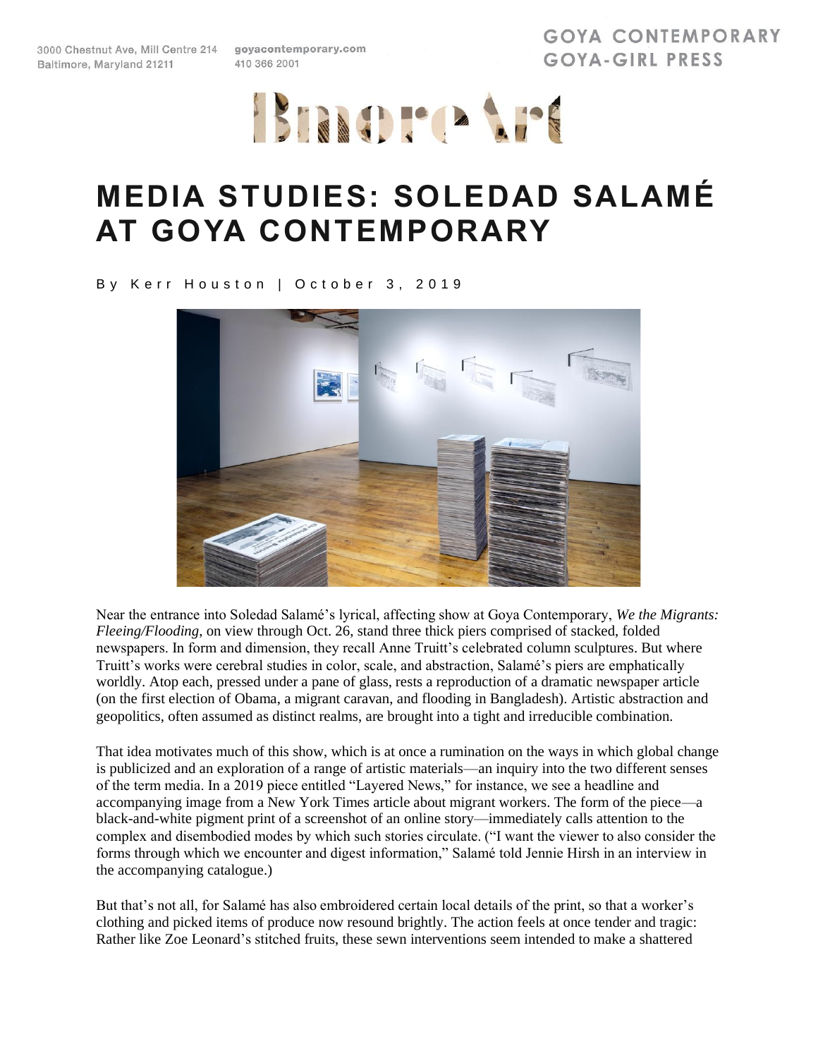3000 Chestnut Ave, Mill Centre 214
Baltimore, Maryland 21211

goyacontemporary.com
410 366 2001

GOYA CONTEMPORARY
GOYA-GIRL PRESS

BmoreArt

# MEDIA STUDIES: SOLEDAD SALAMÉ AT GOYA CONTEMPORARY

By Kerr Houston | October 3, 2019

Near the entrance into Soledad Salamé's lyrical, affecting show at Goya Contemporary, *We the Migrants: Fleeing/Flooding*, on view through Oct. 26, stand three thick piers comprised of stacked, folded newspapers. In form and dimension, they recall Anne Truitt's celebrated column sculptures. But where Truitt's works were cerebral studies in color, scale, and abstraction, Salamé's piers are emphatically worldly. Atop each, pressed under a pane of glass, rests a reproduction of a dramatic newspaper article (on the first election of Obama, a migrant caravan, and flooding in Bangladesh). Artistic abstraction and geopolitics, often assumed as distinct realms, are brought into a tight and irreducible combination.

That idea motivates much of this show, which is at once a rumination on the ways in which global change is publicized and an exploration of a range of artistic materials—an inquiry into the two different senses of the term media. In a 2019 piece entitled "Layered News," for instance, we see a headline and accompanying image from a New York Times article about migrant workers. The form of the piece—a black-and-white pigment print of a screenshot of an online story—immediately calls attention to the complex and disembodied modes by which such stories circulate. ("I want the viewer to also consider the forms through which we encounter and digest information," Salamé told Jennie Hirsh in an interview in the accompanying catalogue.)

But that's not all, for Salamé has also embroidered certain local details of the print, so that a worker's clothing and picked items of produce now resound brightly. The action feels at once tender and tragic: Rather like Zoe Leonard's stitched fruits, these sewn interventions seem intended to make a shattered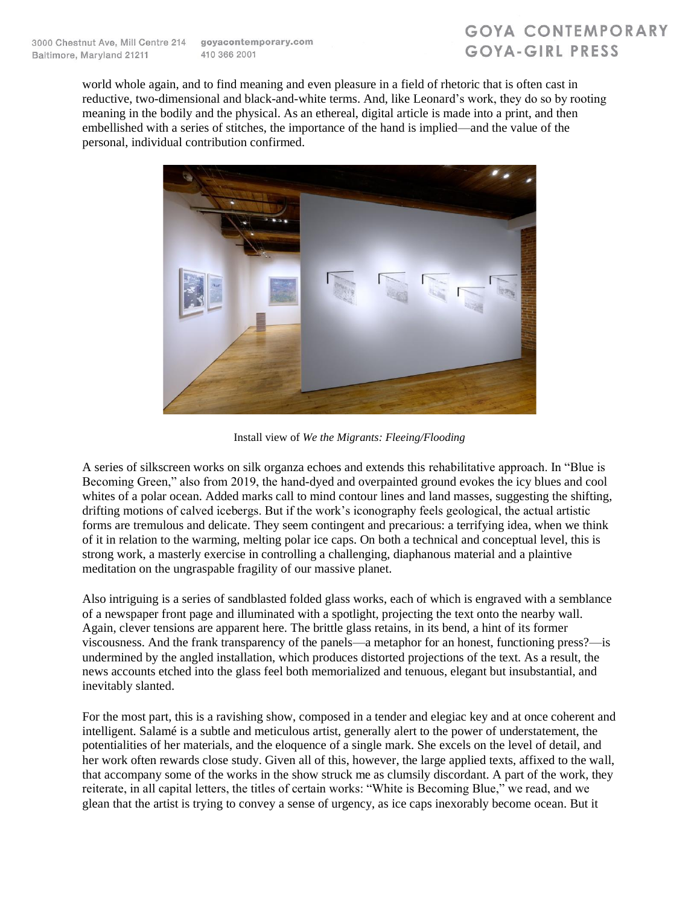world whole again, and to find meaning and even pleasure in a field of rhetoric that is often cast in reductive, two-dimensional and black-and-white terms. And, like Leonard's work, they do so by rooting meaning in the bodily and the physical. As an ethereal, digital article is made into a print, and then embellished with a series of stitches, the importance of the hand is implied—and the value of the personal, individual contribution confirmed.

Install view of *We the Migrants: Fleeing/Flooding*

A series of silkscreen works on silk organza echoes and extends this rehabilitative approach. In "Blue is Becoming Green," also from 2019, the hand-dyed and overpainted ground evokes the icy blues and cool whites of a polar ocean. Added marks call to mind contour lines and land masses, suggesting the shifting, drifting motions of calved icebergs. But if the work's iconography feels geological, the actual artistic forms are tremulous and delicate. They seem contingent and precarious: a terrifying idea, when we think of it in relation to the warming, melting polar ice caps. On both a technical and conceptual level, this is strong work, a masterly exercise in controlling a challenging, diaphanous material and a plaintive meditation on the ungraspable fragility of our massive planet.

Also intriguing is a series of sandblasted folded glass works, each of which is engraved with a semblance of a newspaper front page and illuminated with a spotlight, projecting the text onto the nearby wall. Again, clever tensions are apparent here. The brittle glass retains, in its bend, a hint of its former viscousness. And the frank transparency of the panels—a metaphor for an honest, functioning press?—is undermined by the angled installation, which produces distorted projections of the text. As a result, the news accounts etched into the glass feel both memorialized and tenuous, elegant but insubstantial, and inevitably slanted.

For the most part, this is a ravishing show, composed in a tender and elegiac key and at once coherent and intelligent. Salamé is a subtle and meticulous artist, generally alert to the power of understatement, the potentialities of her materials, and the eloquence of a single mark. She excels on the level of detail, and her work often rewards close study. Given all of this, however, the large applied texts, affixed to the wall, that accompany some of the works in the show struck me as clumsily discordant. A part of the work, they reiterate, in all capital letters, the titles of certain works: "White is Becoming Blue," we read, and we glean that the artist is trying to convey a sense of urgency, as ice caps inexorably become ocean. But it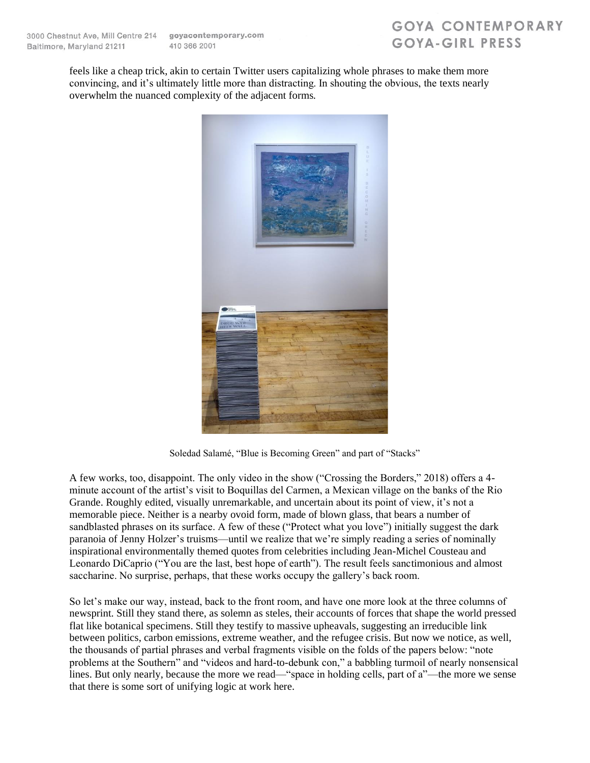feels like a cheap trick, akin to certain Twitter users capitalizing whole phrases to make them more convincing, and it's ultimately little more than distracting. In shouting the obvious, the texts nearly overwhelm the nuanced complexity of the adjacent forms.

Soledad Salamé, "Blue is Becoming Green" and part of "Stacks"

A few works, too, disappoint. The only video in the show ("Crossing the Borders," 2018) offers a 4-minute account of the artist's visit to Boquillas del Carmen, a Mexican village on the banks of the Rio Grande. Roughly edited, visually unremarkable, and uncertain about its point of view, it's not a memorable piece. Neither is a nearby ovoid form, made of blown glass, that bears a number of sandblasted phrases on its surface. A few of these ("Protect what you love") initially suggest the dark paranoia of Jenny Holzer's truisms—until we realize that we're simply reading a series of nominally inspirational environmentally themed quotes from celebrities including Jean-Michel Cousteau and Leonardo DiCaprio ("You are the last, best hope of earth"). The result feels sanctimonious and almost saccharine. No surprise, perhaps, that these works occupy the gallery's back room.

So let's make our way, instead, back to the front room, and have one more look at the three columns of newsprint. Still they stand there, as solemn as steles, their accounts of forces that shape the world pressed flat like botanical specimens. Still they testify to massive upheavals, suggesting an irreducible link between politics, carbon emissions, extreme weather, and the refugee crisis. But now we notice, as well, the thousands of partial phrases and verbal fragments visible on the folds of the papers below: "note problems at the Southern" and "videos and hard-to-debunk con," a babbling turmoil of nearly nonsensical lines. But only nearly, because the more we read—"space in holding cells, part of a"—the more we sense that there is some sort of unifying logic at work here.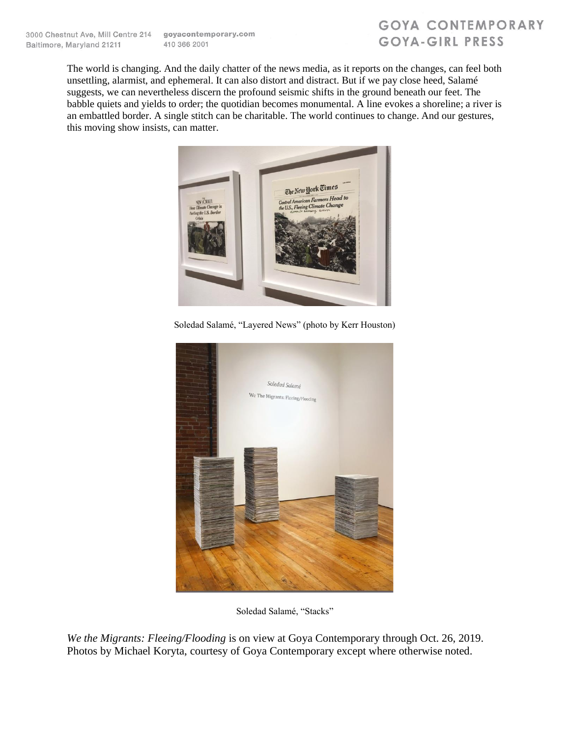The world is changing. And the daily chatter of the news media, as it reports on the changes, can feel both unsettling, alarmist, and ephemeral. It can also distort and distract. But if we pay close heed, Salamé suggests, we can nevertheless discern the profound seismic shifts in the ground beneath our feet. The babble quiets and yields to order; the quotidian becomes monumental. A line evokes a shoreline; a river is an embattled border. A single stitch can be charitable. The world continues to change. And our gestures, this moving show insists, can matter.

Soledad Salamé, "Layered News" (photo by Kerr Houston)

Soledad Salamé, "Stacks"

*We the Migrants: Fleeing/Flooding* is on view at Goya Contemporary through Oct. 26, 2019. Photos by Michael Koryta, courtesy of Goya Contemporary except where otherwise noted.